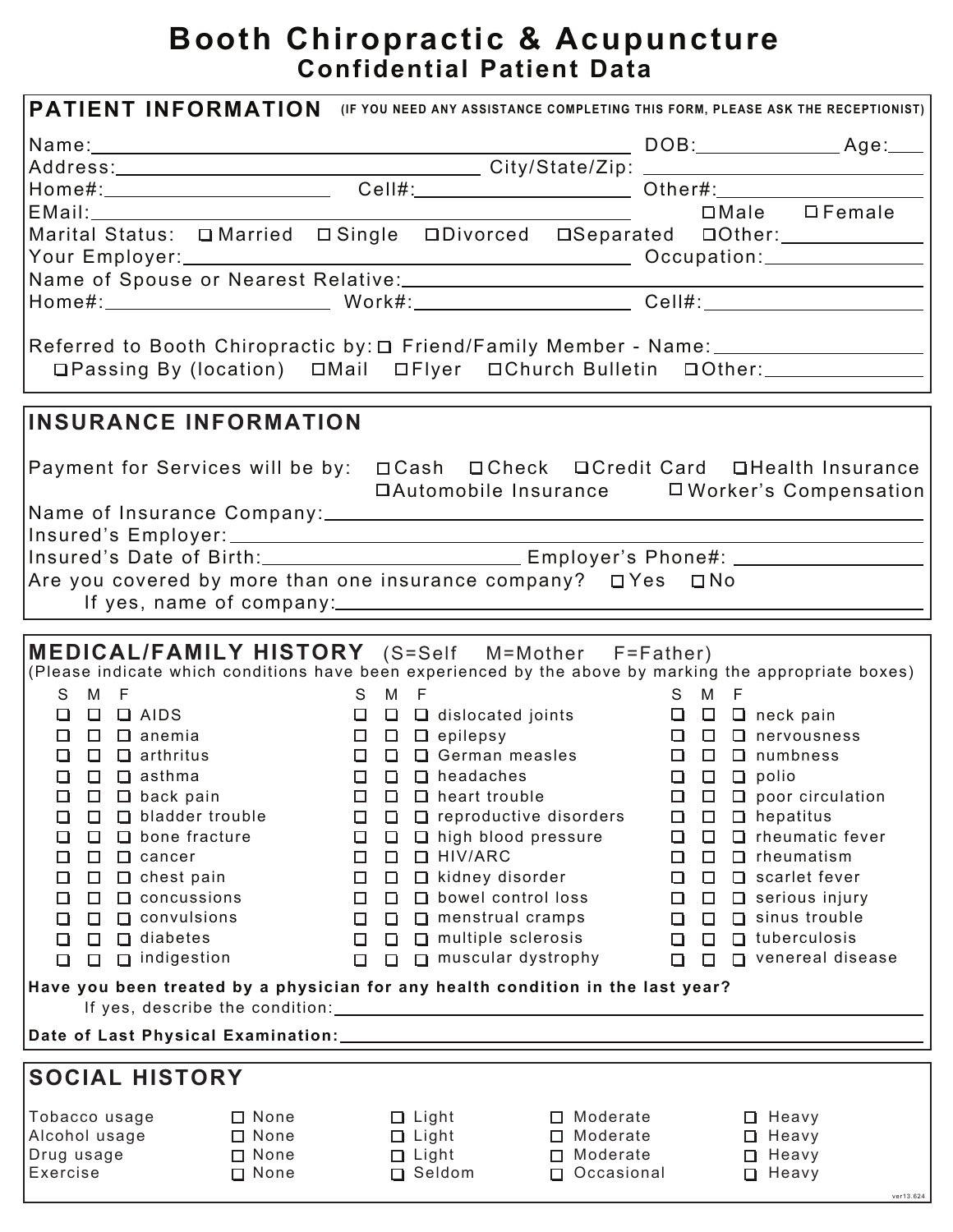# Booth Chiropractic & Acupuncture
## Confidential Patient Data

## PATIENT INFORMATION
**(IF YOU NEED ANY ASSISTANCE COMPLETING THIS FORM, PLEASE ASK THE RECEPTIONIST)**

Name:\_\_\_\_\_\_\_\_\_\_\_\_\_\_\_\_\_\_\_\_\_\_\_\_\_\_\_\_\_\_\_\_\_\_\_\_\_\_\_\_ DOB:\_\_\_\_\_\_\_\_\_\_\_\_ Age:\_\_\_\_

Address:\_\_\_\_\_\_\_\_\_\_\_\_\_\_\_\_\_\_\_\_\_\_\_\_\_\_\_\_\_\_ City/State/Zip: \_\_\_\_\_\_\_\_\_\_\_\_\_\_\_\_\_\_\_\_

Home#:\_\_\_\_\_\_\_\_\_\_\_\_\_\_\_\_\_\_ Cell#:\_\_\_\_\_\_\_\_\_\_\_\_\_\_\_\_\_\_ Other#:\_\_\_\_\_\_\_\_\_\_\_\_\_\_\_\_\_\_

EMail:\_\_\_\_\_\_\_\_\_\_\_\_\_\_\_\_\_\_\_\_\_\_\_\_\_\_\_\_\_\_\_\_\_\_\_\_\_\_\_\_ ☐ Male ☐ Female

Marital Status: ☐ Married ☐ Single ☐ Divorced ☐ Separated ☐ Other:\_\_\_\_\_\_\_\_\_\_\_\_

Your Employer:\_\_\_\_\_\_\_\_\_\_\_\_\_\_\_\_\_\_\_\_\_\_\_\_\_\_\_\_\_\_\_\_\_\_ Occupation:\_\_\_\_\_\_\_\_\_\_\_\_\_\_\_\_

Name of Spouse or Nearest Relative:\_\_\_\_\_\_\_\_\_\_\_\_\_\_\_\_\_\_\_\_\_\_\_\_\_\_\_\_\_\_\_\_\_\_\_\_\_\_\_\_

Home#:\_\_\_\_\_\_\_\_\_\_\_\_\_\_\_\_\_\_ Work#:\_\_\_\_\_\_\_\_\_\_\_\_\_\_\_\_\_\_ Cell#:\_\_\_\_\_\_\_\_\_\_\_\_\_\_\_\_\_\_

Referred to Booth Chiropractic by: ☐ Friend/Family Member - Name:\_\_\_\_\_\_\_\_\_\_\_\_\_\_\_\_\_\_
☐ Passing By (location) ☐ Mail ☐ Flyer ☐ Church Bulletin ☐ Other:\_\_\_\_\_\_\_\_\_\_\_\_\_\_\_\_

## INSURANCE INFORMATION

Payment for Services will be by: ☐ Cash ☐ Check ☐ Credit Card ☐ Health Insurance ☐ Automobile Insurance ☐ Worker's Compensation

Name of Insurance Company:\_\_\_\_\_\_\_\_\_\_\_\_\_\_\_\_\_\_\_\_\_\_\_\_\_\_\_\_\_\_\_\_\_\_\_\_\_\_\_\_

Insured's Employer:\_\_\_\_\_\_\_\_\_\_\_\_\_\_\_\_\_\_\_\_\_\_\_\_\_\_\_\_\_\_\_\_\_\_\_\_\_\_\_\_

Insured's Date of Birth:\_\_\_\_\_\_\_\_\_\_\_\_\_\_\_\_\_\_\_\_ Employer's Phone#: \_\_\_\_\_\_\_\_\_\_\_\_\_\_\_\_

Are you covered by more than one insurance company? ☐ Yes ☐ No
If yes, name of company:\_\_\_\_\_\_\_\_\_\_\_\_\_\_\_\_\_\_\_\_\_\_\_\_\_\_\_\_\_\_\_\_\_\_\_\_\_\_\_\_

## MEDICAL/FAMILY HISTORY (S=Self M=Mother F=Father)

(Please indicate which conditions have been experienced by the above by marking the appropriate boxes)

| S | M | F | Condition | S | M | F | Condition | S | M | F | Condition |
|---|---|---|---|---|---|---|---|---|---|---|---|
| ☐ | ☐ | ☐ | AIDS | ☐ | ☐ | ☐ | dislocated joints | ☐ | ☐ | ☐ | neck pain |
| ☐ | ☐ | ☐ | anemia | ☐ | ☐ | ☐ | epilepsy | ☐ | ☐ | ☐ | nervousness |
| ☐ | ☐ | ☐ | arthritus | ☐ | ☐ | ☐ | German measles | ☐ | ☐ | ☐ | numbness |
| ☐ | ☐ | ☐ | asthma | ☐ | ☐ | ☐ | headaches | ☐ | ☐ | ☐ | polio |
| ☐ | ☐ | ☐ | back pain | ☐ | ☐ | ☐ | heart trouble | ☐ | ☐ | ☐ | poor circulation |
| ☐ | ☐ | ☐ | bladder trouble | ☐ | ☐ | ☐ | reproductive disorders | ☐ | ☐ | ☐ | hepatitus |
| ☐ | ☐ | ☐ | bone fracture | ☐ | ☐ | ☐ | high blood pressure | ☐ | ☐ | ☐ | rheumatic fever |
| ☐ | ☐ | ☐ | cancer | ☐ | ☐ | ☐ | HIV/ARC | ☐ | ☐ | ☐ | rheumatism |
| ☐ | ☐ | ☐ | chest pain | ☐ | ☐ | ☐ | kidney disorder | ☐ | ☐ | ☐ | scarlet fever |
| ☐ | ☐ | ☐ | concussions | ☐ | ☐ | ☐ | bowel control loss | ☐ | ☐ | ☐ | serious injury |
| ☐ | ☐ | ☐ | convulsions | ☐ | ☐ | ☐ | menstrual cramps | ☐ | ☐ | ☐ | sinus trouble |
| ☐ | ☐ | ☐ | diabetes | ☐ | ☐ | ☐ | multiple sclerosis | ☐ | ☐ | ☐ | tuberculosis |
| ☐ | ☐ | ☐ | indigestion | ☐ | ☐ | ☐ | muscular dystrophy | ☐ | ☐ | ☐ | venereal disease |

**Have you been treated by a physician for any health condition in the last year?**
If yes, describe the condition:\_\_\_\_\_\_\_\_\_\_\_\_\_\_\_\_\_\_\_\_\_\_\_\_\_\_\_\_\_\_\_\_\_\_\_\_\_\_\_\_

**Date of Last Physical Examination:**\_\_\_\_\_\_\_\_\_\_\_\_\_\_\_\_\_\_\_\_\_\_\_\_\_\_\_\_\_\_\_\_\_\_\_\_\_\_\_\_

## SOCIAL HISTORY

| | | | | |
|---|---|---|---|---|
| Tobacco usage | ☐ None | ☐ Light | ☐ Moderate | ☐ Heavy |
| Alcohol usage | ☐ None | ☐ Light | ☐ Moderate | ☐ Heavy |
| Drug usage | ☐ None | ☐ Light | ☐ Moderate | ☐ Heavy |
| Exercise | ☐ None | ☐ Seldom | ☐ Occasional | ☐ Heavy |

ver13.624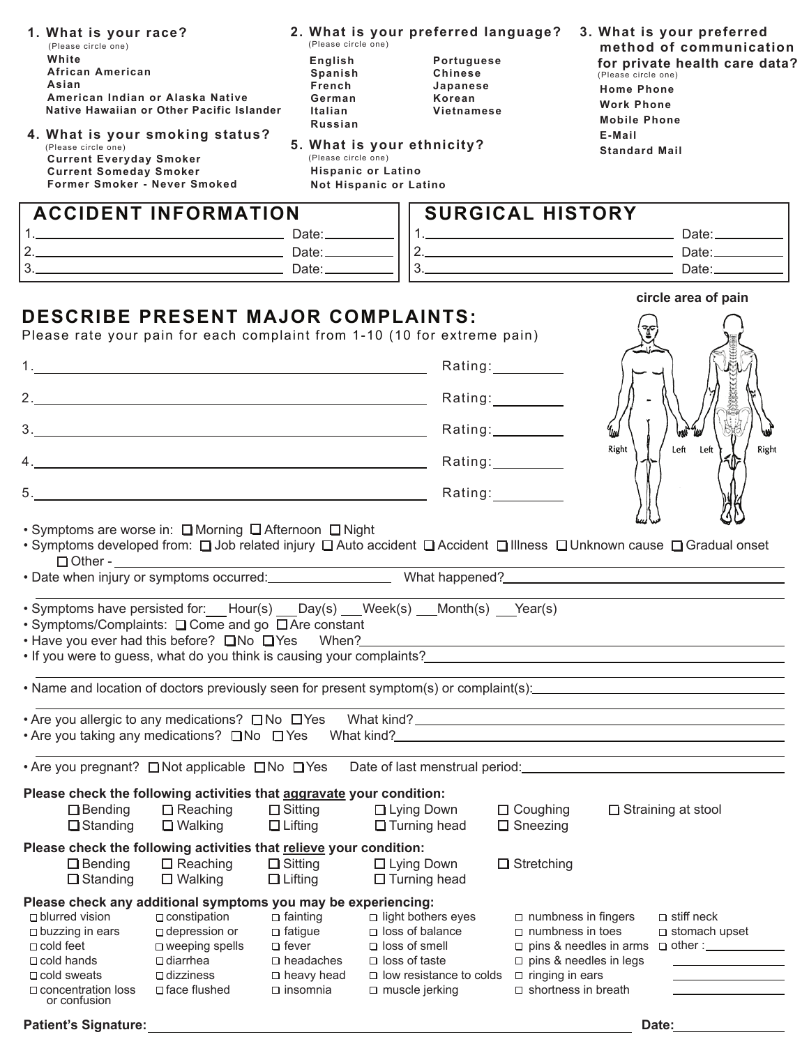**1. What is your race?**
(Please circle one)
White
African American
Asian
American Indian or Alaska Native
Native Hawaiian or Other Pacific Islander

**2. What is your preferred language?**
(Please circle one)
English
Spanish
French
German
Italian
Russian
Portuguese
Chinese
Japanese
Korean
Vietnamese

**3. What is your preferred method of communication for private health care data?**
(Please circle one)
Home Phone
Work Phone
Mobile Phone
E-Mail
Standard Mail

**4. What is your smoking status?**
(Please circle one)
Current Everyday Smoker
Current Someday Smoker
Former Smoker - Never Smoked

**5. What is your ethnicity?**
(Please circle one)
Hispanic or Latino
Not Hispanic or Latino

## ACCIDENT INFORMATION

1.\_\_\_\_\_\_\_\_\_\_\_\_\_\_\_\_\_\_\_\_ Date:\_\_\_\_\_\_\_\_
2.\_\_\_\_\_\_\_\_\_\_\_\_\_\_\_\_\_\_\_\_ Date:\_\_\_\_\_\_\_\_
3.\_\_\_\_\_\_\_\_\_\_\_\_\_\_\_\_\_\_\_\_ Date:\_\_\_\_\_\_\_\_

## SURGICAL HISTORY

1.\_\_\_\_\_\_\_\_\_\_\_\_\_\_\_\_\_\_\_\_ Date:\_\_\_\_\_\_\_\_
2.\_\_\_\_\_\_\_\_\_\_\_\_\_\_\_\_\_\_\_\_ Date:\_\_\_\_\_\_\_\_
3.\_\_\_\_\_\_\_\_\_\_\_\_\_\_\_\_\_\_\_\_ Date:\_\_\_\_\_\_\_\_

## DESCRIBE PRESENT MAJOR COMPLAINTS:

Please rate your pain for each complaint from 1-10 (10 for extreme pain)

1.\_\_\_\_\_\_\_\_\_\_\_\_\_\_\_\_\_\_\_\_ Rating:\_\_\_\_\_\_\_\_
2.\_\_\_\_\_\_\_\_\_\_\_\_\_\_\_\_\_\_\_\_ Rating:\_\_\_\_\_\_\_\_
3.\_\_\_\_\_\_\_\_\_\_\_\_\_\_\_\_\_\_\_\_ Rating:\_\_\_\_\_\_\_\_
4.\_\_\_\_\_\_\_\_\_\_\_\_\_\_\_\_\_\_\_\_ Rating:\_\_\_\_\_\_\_\_
5.\_\_\_\_\_\_\_\_\_\_\_\_\_\_\_\_\_\_\_\_ Rating:\_\_\_\_\_\_\_\_

**circle area of pain**

Right Left Left Right

- Symptoms are worse in: ☐ Morning ☐ Afternoon ☐ Night
- Symptoms developed from: ☐ Job related injury ☐ Auto accident ☐ Accident ☐ Illness ☐ Unknown cause ☐ Gradual onset ☐ Other - \_\_\_\_\_\_\_\_\_\_
- Date when injury or symptoms occurred:\_\_\_\_\_\_\_\_ What happened?\_\_\_\_\_\_\_\_
- Symptoms have persisted for:\_\_\_Hour(s) \_\_\_Day(s) \_\_\_Week(s) \_\_\_Month(s) \_\_\_Year(s)
- Symptoms/Complaints: ☐ Come and go ☐ Are constant
- Have you ever had this before? ☐ No ☐ Yes When?\_\_\_\_\_\_\_\_
- If you were to guess, what do you think is causing your complaints?\_\_\_\_\_\_\_\_
- Name and location of doctors previously seen for present symptom(s) or complaint(s):\_\_\_\_\_\_\_\_
- Are you allergic to any medications? ☐ No ☐ Yes What kind?\_\_\_\_\_\_\_\_
- Are you taking any medications? ☐ No ☐ Yes What kind?\_\_\_\_\_\_\_\_
- Are you pregnant? ☐ Not applicable ☐ No ☐ Yes Date of last menstrual period:\_\_\_\_\_\_\_\_

**Please check the following activities that aggravate your condition:**

☐ Bending ☐ Reaching ☐ Sitting ☐ Lying Down ☐ Coughing ☐ Straining at stool
☐ Standing ☐ Walking ☐ Lifting ☐ Turning head ☐ Sneezing

**Please check the following activities that relieve your condition:**

☐ Bending ☐ Reaching ☐ Sitting ☐ Lying Down ☐ Stretching
☐ Standing ☐ Walking ☐ Lifting ☐ Turning head

**Please check any additional symptoms you may be experiencing:**

| | | | | | |
|---|---|---|---|---|---|
| ☐ blurred vision | ☐ constipation | ☐ fainting | ☐ light bothers eyes | ☐ numbness in fingers | ☐ stiff neck |
| ☐ buzzing in ears | ☐ depression or weeping spells | ☐ fatigue | ☐ loss of balance | ☐ numbness in toes | ☐ stomach upset |
| ☐ cold feet | ☐ diarrhea | ☐ fever | ☐ loss of smell | ☐ pins & needles in arms | ☐ other :\_\_\_\_\_\_\_\_ |
| ☐ cold hands | ☐ dizziness | ☐ headaches | ☐ loss of taste | ☐ pins & needles in legs | \_\_\_\_\_\_\_\_ |
| ☐ cold sweats | ☐ face flushed | ☐ heavy head | ☐ low resistance to colds | ☐ ringing in ears | \_\_\_\_\_\_\_\_ |
| ☐ concentration loss or confusion | | ☐ insomnia | ☐ muscle jerking | ☐ shortness in breath | \_\_\_\_\_\_\_\_ |

**Patient's Signature:**\_\_\_\_\_\_\_\_\_\_\_\_\_\_\_\_\_\_\_\_ **Date:**\_\_\_\_\_\_\_\_